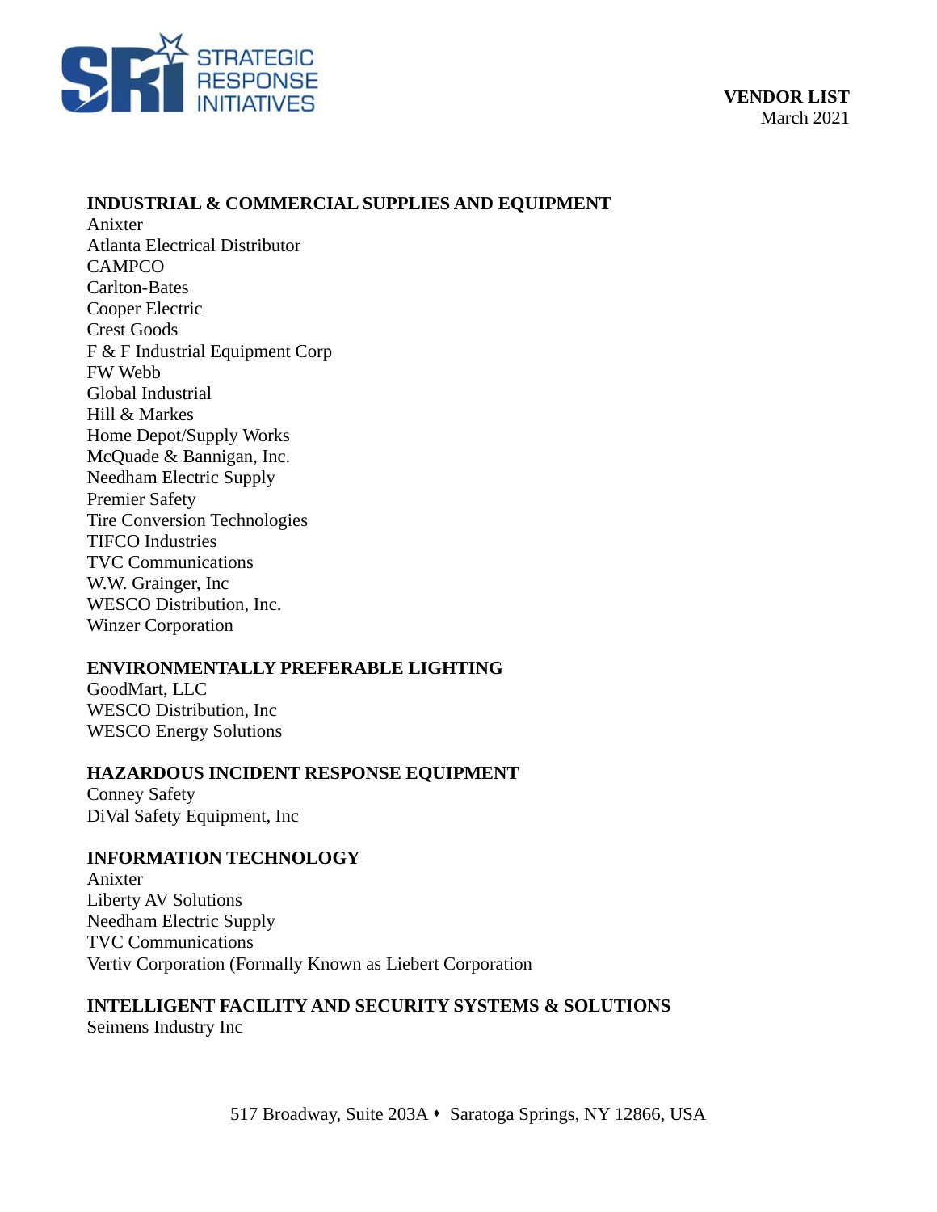STRATEGIC RESPONSE INITIATIVES

**VENDOR LIST**
March 2021

## INDUSTRIAL & COMMERCIAL SUPPLIES AND EQUIPMENT

Anixter
Atlanta Electrical Distributor
CAMPCO
Carlton-Bates
Cooper Electric
Crest Goods
F & F Industrial Equipment Corp
FW Webb
Global Industrial
Hill & Markes
Home Depot/Supply Works
McQuade & Bannigan, Inc.
Needham Electric Supply
Premier Safety
Tire Conversion Technologies
TIFCO Industries
TVC Communications
W.W. Grainger, Inc
WESCO Distribution, Inc.
Winzer Corporation

## ENVIRONMENTALLY PREFERABLE LIGHTING

GoodMart, LLC
WESCO Distribution, Inc
WESCO Energy Solutions

## HAZARDOUS INCIDENT RESPONSE EQUIPMENT

Conney Safety
DiVal Safety Equipment, Inc

## INFORMATION TECHNOLOGY

Anixter
Liberty AV Solutions
Needham Electric Supply
TVC Communications
Vertiv Corporation (Formally Known as Liebert Corporation

## INTELLIGENT FACILITY AND SECURITY SYSTEMS & SOLUTIONS

Seimens Industry Inc

517 Broadway, Suite 203A ⬩ Saratoga Springs, NY 12866, USA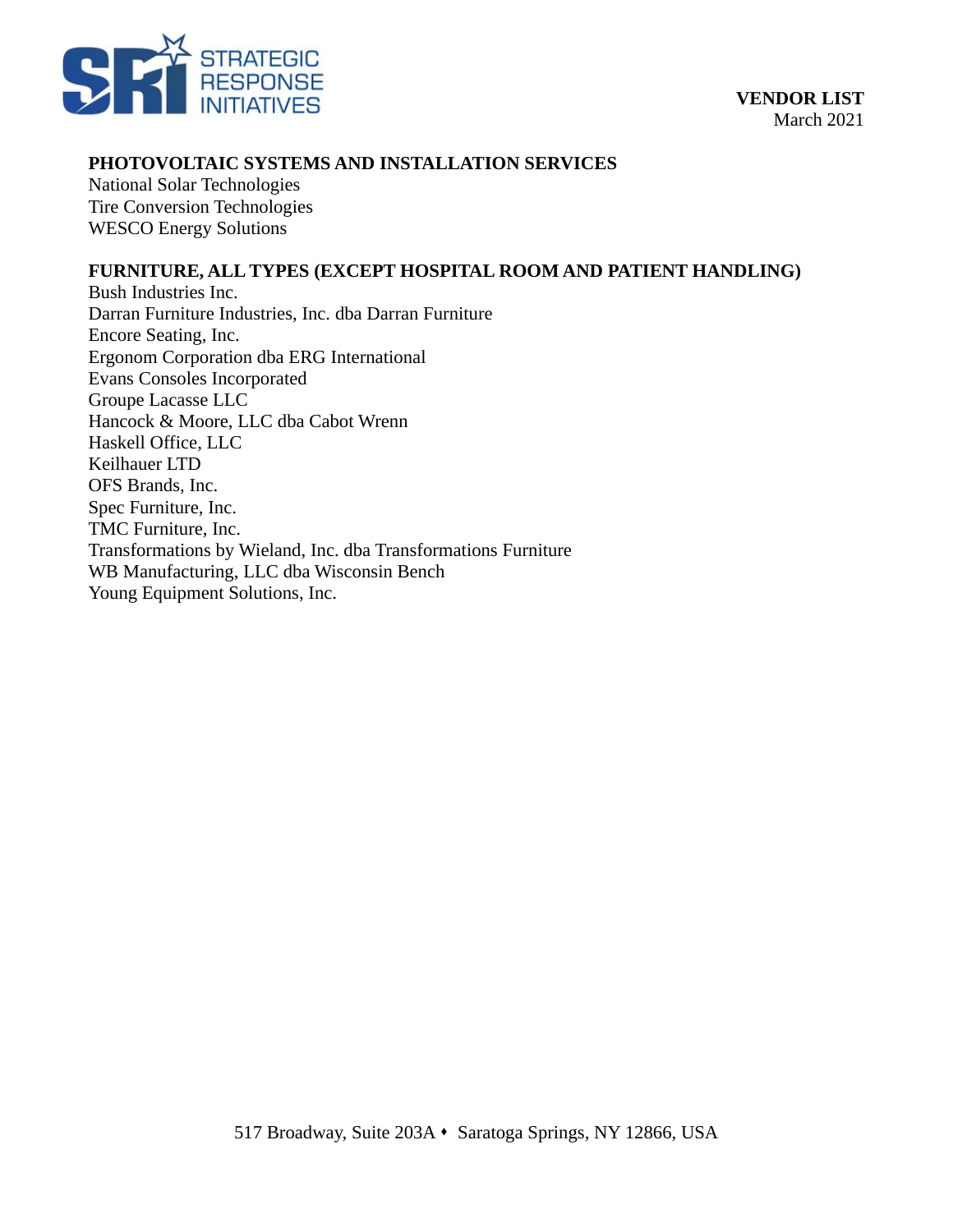**VENDOR LIST**
March 2021

## PHOTOVOLTAIC SYSTEMS AND INSTALLATION SERVICES

National Solar Technologies
Tire Conversion Technologies
WESCO Energy Solutions

## FURNITURE, ALL TYPES (EXCEPT HOSPITAL ROOM AND PATIENT HANDLING)

Bush Industries Inc.
Darran Furniture Industries, Inc. dba Darran Furniture
Encore Seating, Inc.
Ergonom Corporation dba ERG International
Evans Consoles Incorporated
Groupe Lacasse LLC
Hancock & Moore, LLC dba Cabot Wrenn
Haskell Office, LLC
Keilhauer LTD
OFS Brands, Inc.
Spec Furniture, Inc.
TMC Furniture, Inc.
Transformations by Wieland, Inc. dba Transformations Furniture
WB Manufacturing, LLC dba Wisconsin Bench
Young Equipment Solutions, Inc.

517 Broadway, Suite 203A ⬩ Saratoga Springs, NY 12866, USA